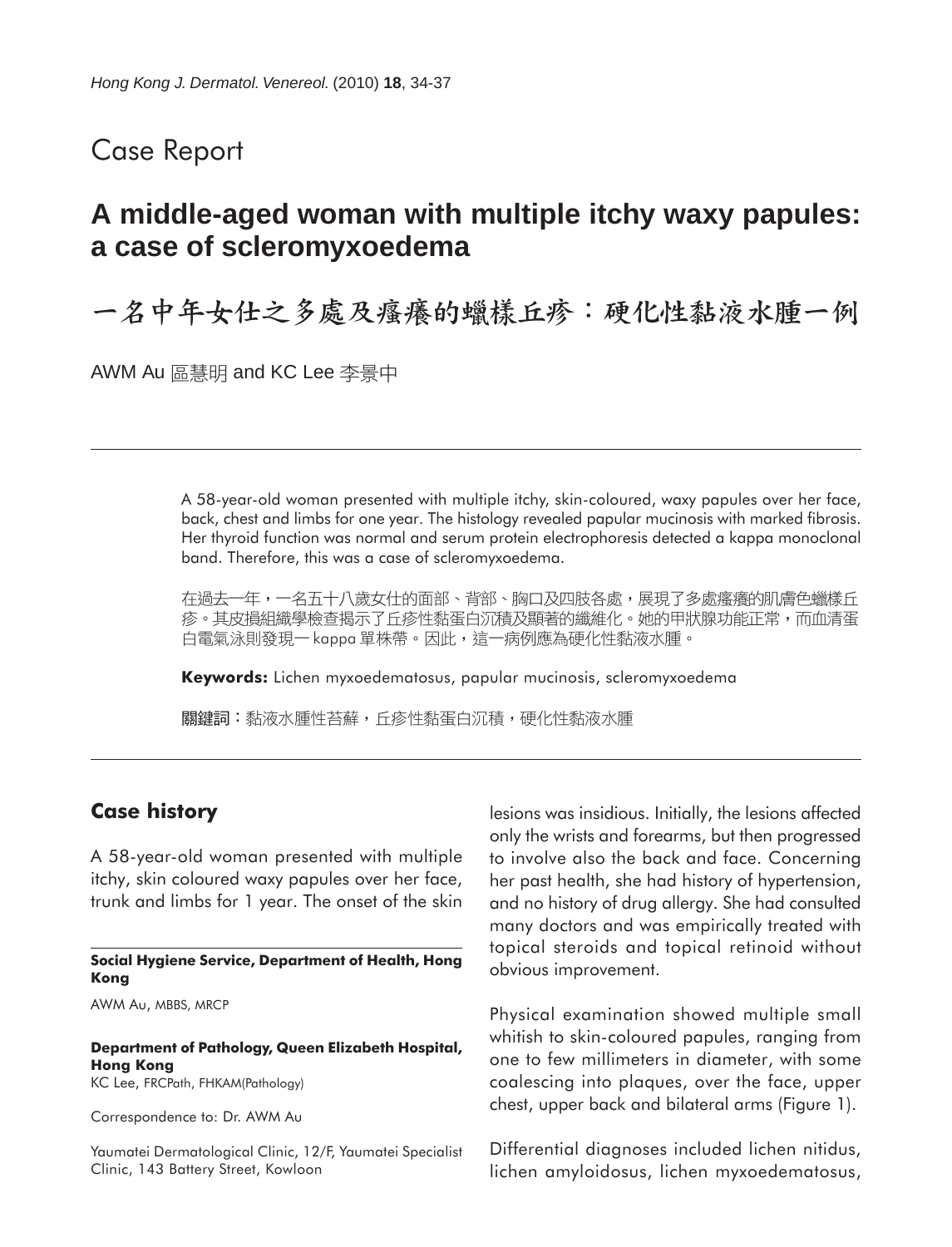Case Report

# A middle-aged woman with multiple itchy waxy papules: a case of scleromyxoedema

# 一名中年女仕之多處及瘙癢的蠟樣丘疹：硬化性黏液水腫一例

AWM Au 區慧明 and KC Lee 李景中

A 58-year-old woman presented with multiple itchy, skin-coloured, waxy papules over her face, back, chest and limbs for one year. The histology revealed papular mucinosis with marked fibrosis. Her thyroid function was normal and serum protein electrophoresis detected a kappa monoclonal band. Therefore, this was a case of scleromyxoedema.

在過去一年，一名五十八歲女仕的面部、背部、胸口及四肢各處，展現了多處瘙癢的肌膚色蠟樣丘疹。其皮損組織學檢查揭示了丘疹性黏蛋白沉積及顯著的纖維化。她的甲狀腺功能正常，而血清蛋白電氣泳則發現一 kappa 單株帶。因此，這一病例應為硬化性黏液水腫。

**Keywords:** Lichen myxoedematosus, papular mucinosis, scleromyxoedema

**關鍵詞：**黏液水腫性苔蘚，丘疹性黏蛋白沉積，硬化性黏液水腫

## Case history

A 58-year-old woman presented with multiple itchy, skin coloured waxy papules over her face, trunk and limbs for 1 year. The onset of the skin lesions was insidious. Initially, the lesions affected only the wrists and forearms, but then progressed to involve also the back and face. Concerning her past health, she had history of hypertension, and no history of drug allergy. She had consulted many doctors and was empirically treated with topical steroids and topical retinoid without obvious improvement.

Physical examination showed multiple small whitish to skin-coloured papules, ranging from one to few millimeters in diameter, with some coalescing into plaques, over the face, upper chest, upper back and bilateral arms (Figure 1).

Differential diagnoses included lichen nitidus, lichen amyloidosus, lichen myxoedematosus,

**Social Hygiene Service, Department of Health, Hong Kong**

AWM Au, MBBS, MRCP

**Department of Pathology, Queen Elizabeth Hospital, Hong Kong**

KC Lee, FRCPath, FHKAM(Pathology)

Correspondence to: Dr. AWM Au

Yaumatei Dermatological Clinic, 12/F, Yaumatei Specialist Clinic, 143 Battery Street, Kowloon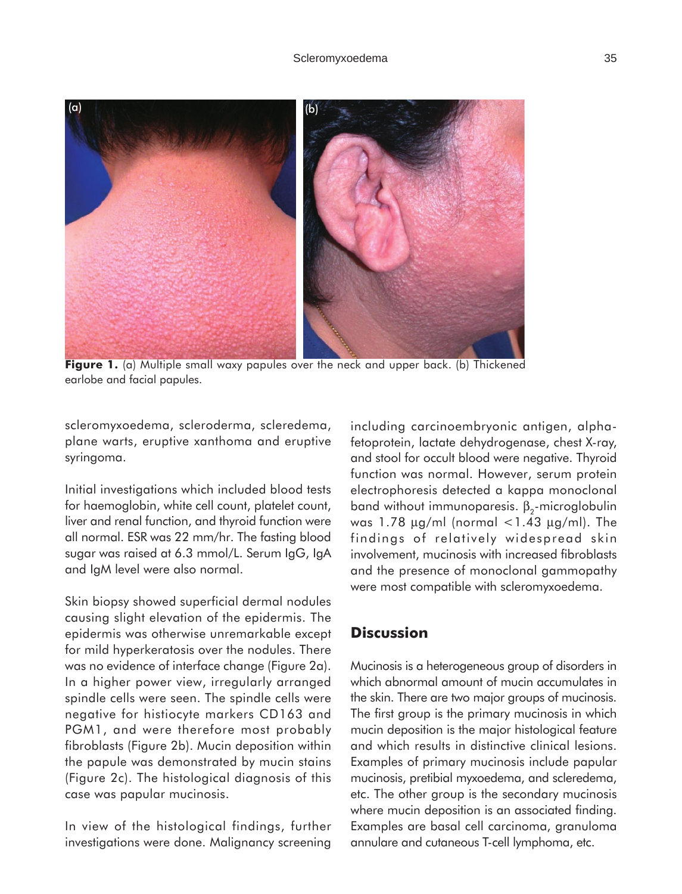**Figure 1.** (a) Multiple small waxy papules over the neck and upper back. (b) Thickened earlobe and facial papules.

scleromyxoedema, scleroderma, scleredema, plane warts, eruptive xanthoma and eruptive syringoma.

Initial investigations which included blood tests for haemoglobin, white cell count, platelet count, liver and renal function, and thyroid function were all normal. ESR was 22 mm/hr. The fasting blood sugar was raised at 6.3 mmol/L. Serum IgG, IgA and IgM level were also normal.

Skin biopsy showed superficial dermal nodules causing slight elevation of the epidermis. The epidermis was otherwise unremarkable except for mild hyperkeratosis over the nodules. There was no evidence of interface change (Figure 2a). In a higher power view, irregularly arranged spindle cells were seen. The spindle cells were negative for histiocyte markers CD163 and PGM1, and were therefore most probably fibroblasts (Figure 2b). Mucin deposition within the papule was demonstrated by mucin stains (Figure 2c). The histological diagnosis of this case was papular mucinosis.

In view of the histological findings, further investigations were done. Malignancy screening including carcinoembryonic antigen, alpha-fetoprotein, lactate dehydrogenase, chest X-ray, and stool for occult blood were negative. Thyroid function was normal. However, serum protein electrophoresis detected a kappa monoclonal band without immunoparesis. $\beta_2$-microglobulin was 1.78 μg/ml (normal <1.43 μg/ml). The findings of relatively widespread skin involvement, mucinosis with increased fibroblasts and the presence of monoclonal gammopathy were most compatible with scleromyxoedema.

## Discussion

Mucinosis is a heterogeneous group of disorders in which abnormal amount of mucin accumulates in the skin. There are two major groups of mucinosis. The first group is the primary mucinosis in which mucin deposition is the major histological feature and which results in distinctive clinical lesions. Examples of primary mucinosis include papular mucinosis, pretibial myxoedema, and scleredema, etc. The other group is the secondary mucinosis where mucin deposition is an associated finding. Examples are basal cell carcinoma, granuloma annulare and cutaneous T-cell lymphoma, etc.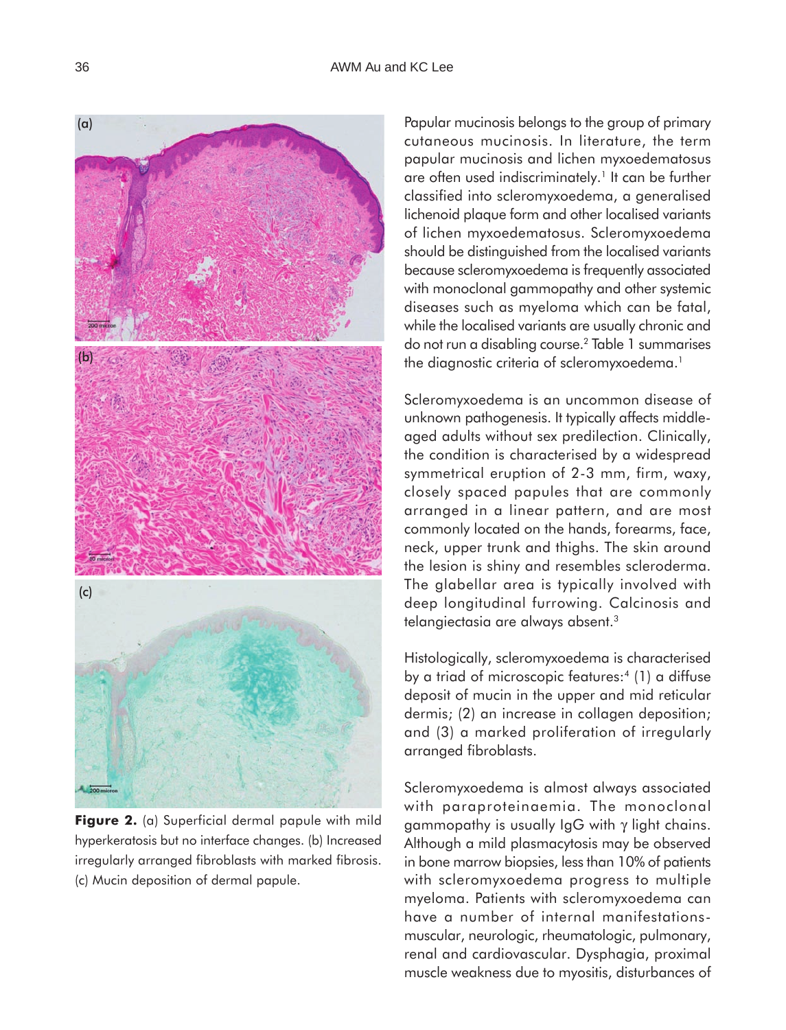**Figure 2.** (a) Superficial dermal papule with mild hyperkeratosis but no interface changes. (b) Increased irregularly arranged fibroblasts with marked fibrosis. (c) Mucin deposition of dermal papule.

Papular mucinosis belongs to the group of primary cutaneous mucinosis. In literature, the term papular mucinosis and lichen myxoedematosus are often used indiscriminately.[1] It can be further classified into scleromyxoedema, a generalised lichenoid plaque form and other localised variants of lichen myxoedematosus. Scleromyxoedema should be distinguished from the localised variants because scleromyxoedema is frequently associated with monoclonal gammopathy and other systemic diseases such as myeloma which can be fatal, while the localised variants are usually chronic and do not run a disabling course.[2] Table 1 summarises the diagnostic criteria of scleromyxoedema.[1]

Scleromyxoedema is an uncommon disease of unknown pathogenesis. It typically affects middle-aged adults without sex predilection. Clinically, the condition is characterised by a widespread symmetrical eruption of 2-3 mm, firm, waxy, closely spaced papules that are commonly arranged in a linear pattern, and are most commonly located on the hands, forearms, face, neck, upper trunk and thighs. The skin around the lesion is shiny and resembles scleroderma. The glabellar area is typically involved with deep longitudinal furrowing. Calcinosis and telangiectasia are always absent.[3]

Histologically, scleromyxoedema is characterised by a triad of microscopic features:[4] (1) a diffuse deposit of mucin in the upper and mid reticular dermis; (2) an increase in collagen deposition; and (3) a marked proliferation of irregularly arranged fibroblasts.

Scleromyxoedema is almost always associated with paraproteinaemia. The monoclonal gammopathy is usually IgG with $\gamma$ light chains. Although a mild plasmacytosis may be observed in bone marrow biopsies, less than 10% of patients with scleromyxoedema progress to multiple myeloma. Patients with scleromyxoedema can have a number of internal manifestations-muscular, neurologic, rheumatologic, pulmonary, renal and cardiovascular. Dysphagia, proximal muscle weakness due to myositis, disturbances of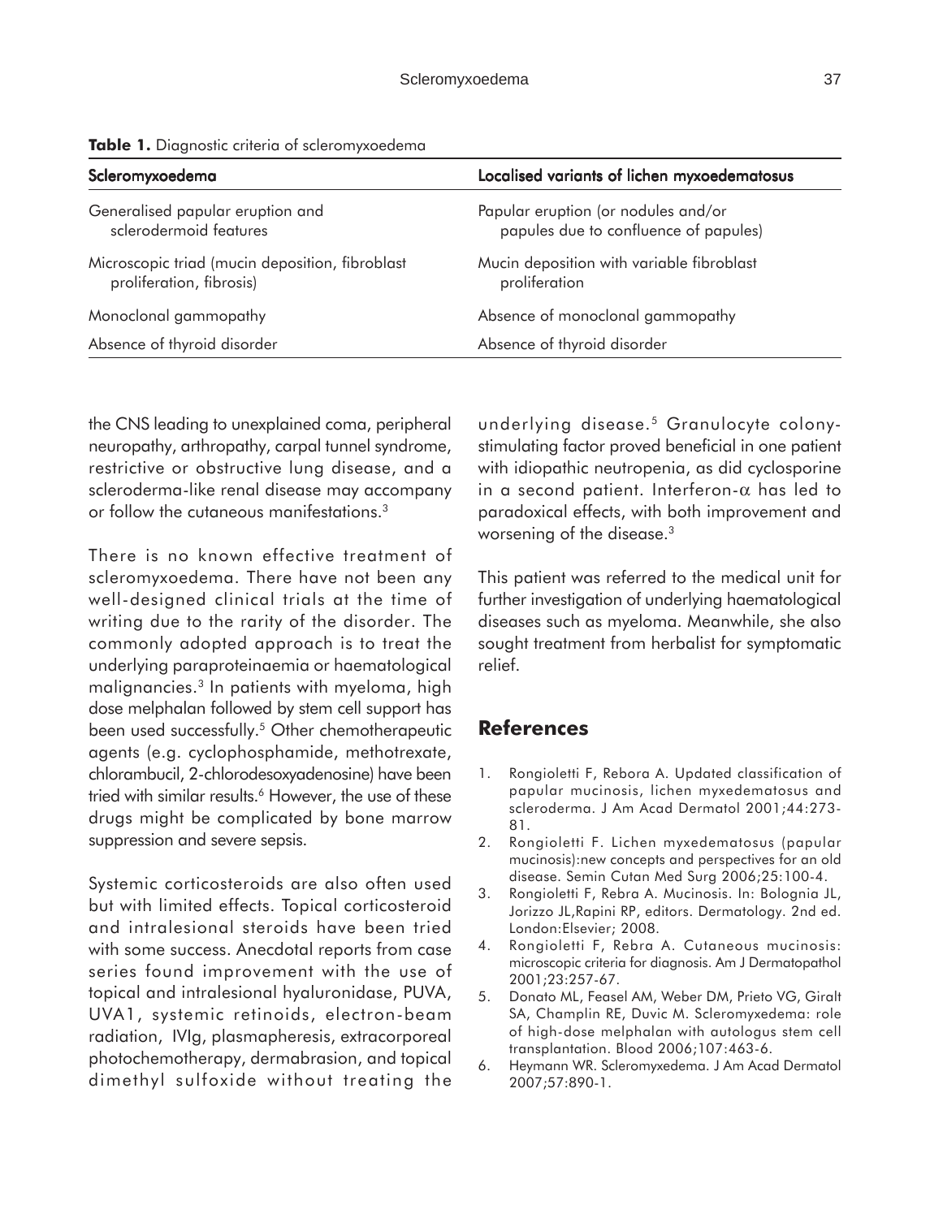**Table 1.** Diagnostic criteria of scleromyxoedema

| Scleromyxoedema | Localised variants of lichen myxoedematosus |
|---|---|
| Generalised papular eruption and sclerodermoid features | Papular eruption (or nodules and/or papules due to confluence of papules) |
| Microscopic triad (mucin deposition, fibroblast proliferation, fibrosis) | Mucin deposition with variable fibroblast proliferation |
| Monoclonal gammopathy | Absence of monoclonal gammopathy |
| Absence of thyroid disorder | Absence of thyroid disorder |

the CNS leading to unexplained coma, peripheral neuropathy, arthropathy, carpal tunnel syndrome, restrictive or obstructive lung disease, and a scleroderma-like renal disease may accompany or follow the cutaneous manifestations.[3]

There is no known effective treatment of scleromyxoedema. There have not been any well-designed clinical trials at the time of writing due to the rarity of the disorder. The commonly adopted approach is to treat the underlying paraproteinaemia or haematological malignancies.[3] In patients with myeloma, high dose melphalan followed by stem cell support has been used successfully.[5] Other chemotherapeutic agents (e.g. cyclophosphamide, methotrexate, chlorambucil, 2-chlorodesoxyadenosine) have been tried with similar results.[6] However, the use of these drugs might be complicated by bone marrow suppression and severe sepsis.

Systemic corticosteroids are also often used but with limited effects. Topical corticosteroid and intralesional steroids have been tried with some success. Anecdotal reports from case series found improvement with the use of topical and intralesional hyaluronidase, PUVA, UVA1, systemic retinoids, electron-beam radiation, IVIg, plasmapheresis, extracorporeal photochemotherapy, dermabrasion, and topical dimethyl sulfoxide without treating the underlying disease.[5] Granulocyte colony-stimulating factor proved beneficial in one patient with idiopathic neutropenia, as did cyclosporine in a second patient. Interferon-$\alpha$ has led to paradoxical effects, with both improvement and worsening of the disease.[3]

This patient was referred to the medical unit for further investigation of underlying haematological diseases such as myeloma. Meanwhile, she also sought treatment from herbalist for symptomatic relief.

## References

1. Rongioletti F, Rebora A. Updated classification of papular mucinosis, lichen myxedematosus and scleroderma. J Am Acad Dermatol 2001;44:273-81.
2. Rongioletti F. Lichen myxedematosus (papular mucinosis):new concepts and perspectives for an old disease. Semin Cutan Med Surg 2006;25:100-4.
3. Rongioletti F, Rebra A. Mucinosis. In: Bolognia JL, Jorizzo JL,Rapini RP, editors. Dermatology. 2nd ed. London:Elsevier; 2008.
4. Rongioletti F, Rebra A. Cutaneous mucinosis: microscopic criteria for diagnosis. Am J Dermatopathol 2001;23:257-67.
5. Donato ML, Feasel AM, Weber DM, Prieto VG, Giralt SA, Champlin RE, Duvic M. Scleromyxedema: role of high-dose melphalan with autologus stem cell transplantation. Blood 2006;107:463-6.
6. Heymann WR. Scleromyxedema. J Am Acad Dermatol 2007;57:890-1.